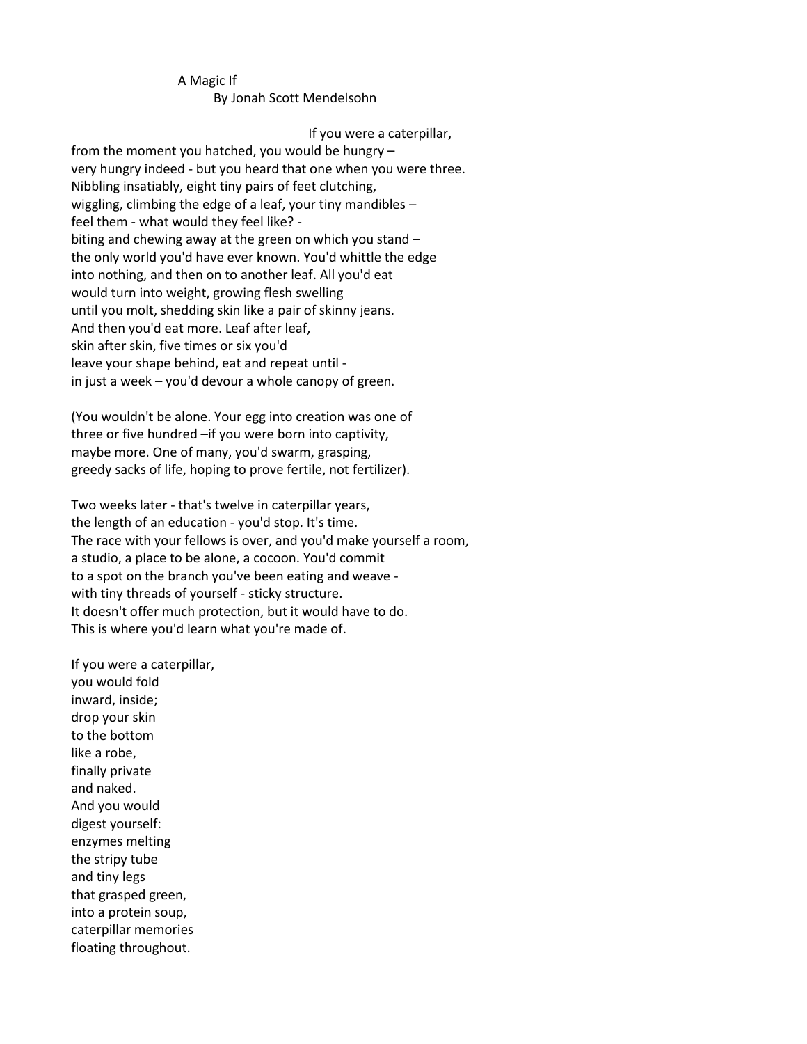# A Magic If

By Jonah Scott Mendelsohn

If you were a caterpillar,
from the moment you hatched, you would be hungry –
very hungry indeed - but you heard that one when you were three.
Nibbling insatiably, eight tiny pairs of feet clutching,
wiggling, climbing the edge of a leaf, your tiny mandibles –
feel them - what would they feel like? -
biting and chewing away at the green on which you stand –
the only world you'd have ever known. You'd whittle the edge
into nothing, and then on to another leaf. All you'd eat
would turn into weight, growing flesh swelling
until you molt, shedding skin like a pair of skinny jeans.
And then you'd eat more. Leaf after leaf,
skin after skin, five times or six you'd
leave your shape behind, eat and repeat until -
in just a week – you'd devour a whole canopy of green.

(You wouldn't be alone. Your egg into creation was one of
three or five hundred –if you were born into captivity,
maybe more. One of many, you'd swarm, grasping,
greedy sacks of life, hoping to prove fertile, not fertilizer).

Two weeks later - that's twelve in caterpillar years,
the length of an education - you'd stop. It's time.
The race with your fellows is over, and you'd make yourself a room,
a studio, a place to be alone, a cocoon. You'd commit
to a spot on the branch you've been eating and weave -
with tiny threads of yourself - sticky structure.
It doesn't offer much protection, but it would have to do.
This is where you'd learn what you're made of.

If you were a caterpillar,
you would fold
inward, inside;
drop your skin
to the bottom
like a robe,
finally private
and naked.
And you would
digest yourself:
enzymes melting
the stripy tube
and tiny legs
that grasped green,
into a protein soup,
caterpillar memories
floating throughout.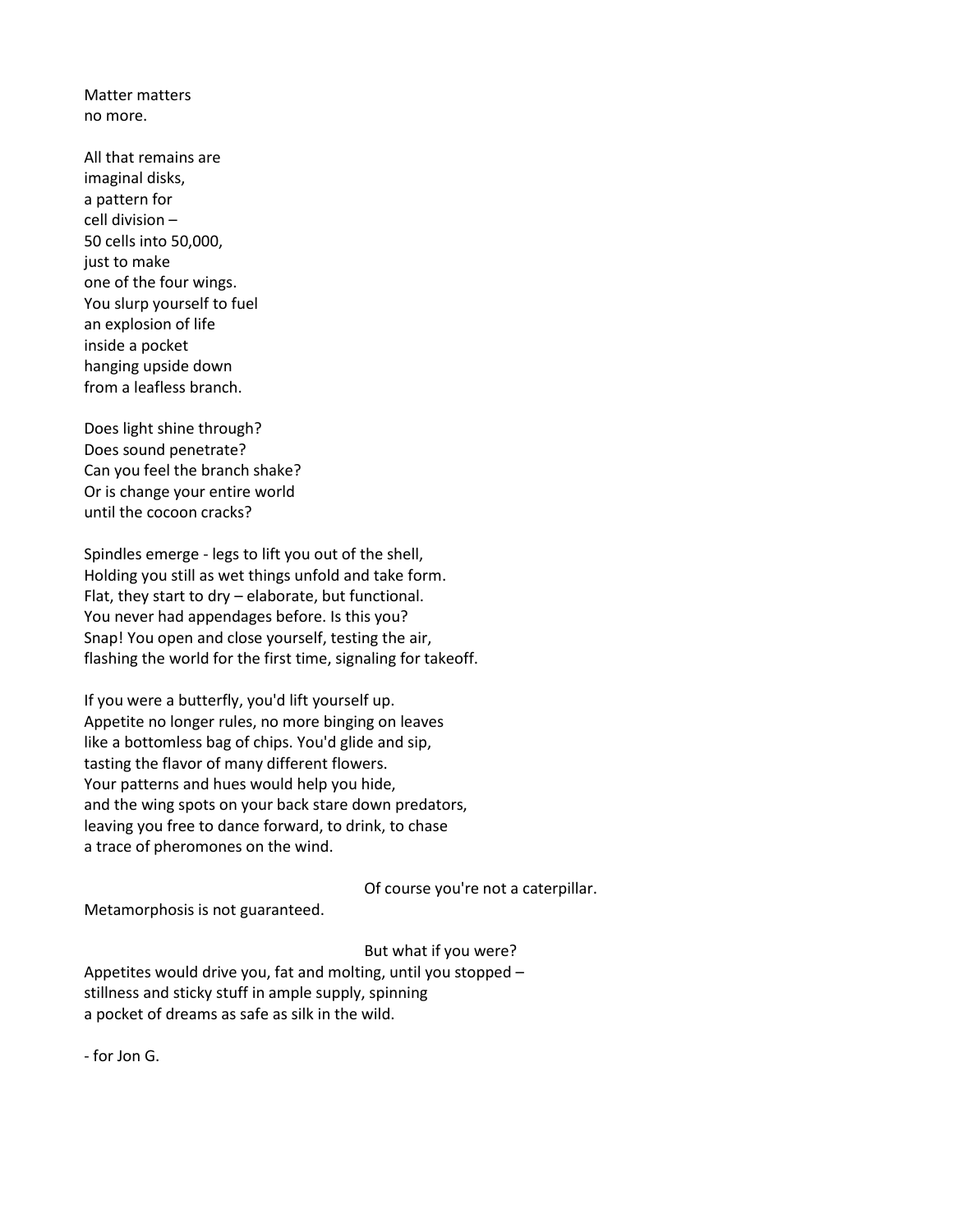Matter matters  
no more.

All that remains are  
imaginal disks,  
a pattern for  
cell division –  
50 cells into 50,000,  
just to make  
one of the four wings.  
You slurp yourself to fuel  
an explosion of life  
inside a pocket  
hanging upside down  
from a leafless branch.

Does light shine through?  
Does sound penetrate?  
Can you feel the branch shake?  
Or is change your entire world  
until the cocoon cracks?

Spindles emerge - legs to lift you out of the shell,  
Holding you still as wet things unfold and take form.  
Flat, they start to dry – elaborate, but functional.  
You never had appendages before. Is this you?  
Snap! You open and close yourself, testing the air,  
flashing the world for the first time, signaling for takeoff.

If you were a butterfly, you'd lift yourself up.  
Appetite no longer rules, no more binging on leaves  
like a bottomless bag of chips. You'd glide and sip,  
tasting the flavor of many different flowers.  
Your patterns and hues would help you hide,  
and the wing spots on your back stare down predators,  
leaving you free to dance forward, to drink, to chase  
a trace of pheromones on the wind.

Of course you're not a caterpillar.

Metamorphosis is not guaranteed.

But what if you were?

Appetites would drive you, fat and molting, until you stopped –  
stillness and sticky stuff in ample supply, spinning  
a pocket of dreams as safe as silk in the wild.

- for Jon G.